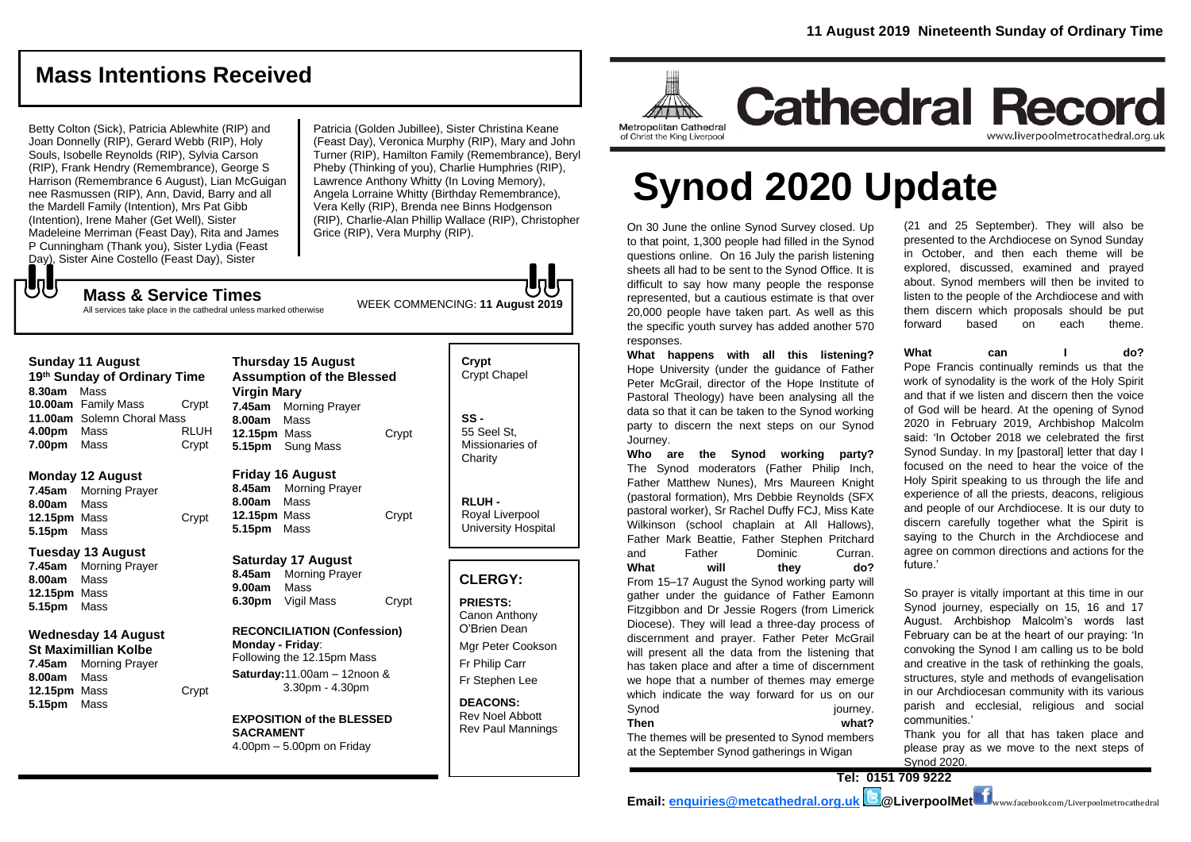## Mass Intentions Received

Betty Colton (Sick), Patricia Ablewhite (RIP) and Joan Donnelly (RIP), Gerard Webb (RIP), Holy Souls, Isobelle Reynolds (RIP), Sylvia Carson (RIP), Frank Hendry (Remembrance), George S Harrison (Remembrance 6 August), Lian McGuigan nee Rasmussen (RIP), Ann, David, Barry and all the Mardell Family (Intention), Mrs Pat Gibb (Intention), Irene Maher (Get Well), Sister Madeleine Merriman (Feast Day), Rita and James P Cunningham (Thank you), Sister Lydia (Feast Day), Sister Aine Costello (Feast Day), Sister Patricia (Golden Jubilee), Sister Christina Keane (Feast Day), Veronica Murphy (RIP), Mary and John Turner (RIP), Hamilton Family (Remembrance), Beryl Pheby (Thinking of you), Charlie Humphries (RIP), Lawrence Anthony Whitty (In Loving Memory), Angela Lorraine Whitty (Birthday Remembrance), Vera Kelly (RIP), Brenda nee Binns Hodgenson (RIP), Charlie-Alan Phillip Wallace (RIP), Christopher Grice (RIP), Vera Murphy (RIP).

## Mass & Service Times

All services take place in the cathedral unless marked otherwise

WEEK COMMENCING: **11 August 2019**

**Sunday 11 August**
**19th Sunday of Ordinary Time**
**8.30am** Mass
**10.00am** Family Mass — Crypt
**11.00am** Solemn Choral Mass
**4.00pm** Mass — RLUH
**7.00pm** Mass — Crypt

**Monday 12 August**
**7.45am** Morning Prayer
**8.00am** Mass
**12.15pm** Mass — Crypt
**5.15pm** Mass

**Tuesday 13 August**
**7.45am** Morning Prayer
**8.00am** Mass
**12.15pm** Mass
**5.15pm** Mass

**Wednesday 14 August**
**St Maximillian Kolbe**
**7.45am** Morning Prayer
**8.00am** Mass
**12.15pm** Mass — Crypt
**5.15pm** Mass

**Thursday 15 August**
**Assumption of the Blessed Virgin Mary**
**7.45am** Morning Prayer
**8.00am** Mass
**12.15pm** Mass — Crypt
**5.15pm** Sung Mass

**Friday 16 August**
**8.45am** Morning Prayer
**8.00am** Mass
**12.15pm** Mass — Crypt
**5.15pm** Mass

**Saturday 17 August**
**8.45am** Morning Prayer
**9.00am** Mass
**6.30pm** Vigil Mass — Crypt

**RECONCILIATION (Confession)**
**Monday - Friday**: Following the 12.15pm Mass
**Saturday:** 11.00am – 12noon & 3.30pm - 4.30pm

**EXPOSITION of the BLESSED SACRAMENT**
4.00pm – 5.00pm on Friday

**Crypt** Crypt Chapel

**SS -** 55 Seel St, Missionaries of Charity

**RLUH -** Royal Liverpool University Hospital

## CLERGY:

**PRIESTS:**
Canon Anthony O'Brien Dean
Mgr Peter Cookson
Fr Philip Carr
Fr Stephen Lee

**DEACONS:**
Rev Noel Abbott
Rev Paul Mannings

11 August 2019 Nineteenth Sunday of Ordinary Time

Metropolitan Cathedral of Christ the King Liverpool

# Cathedral Record

www.liverpoolmetrocathedral.org.uk

# Synod 2020 Update

On 30 June the online Synod Survey closed. Up to that point, 1,300 people had filled in the Synod questions online. On 16 July the parish listening sheets all had to be sent to the Synod Office. It is difficult to say how many people the response represented, but a cautious estimate is that over 20,000 people have taken part. As well as this the specific youth survey has added another 570 responses.

**What happens with all this listening?** Hope University (under the guidance of Father Peter McGrail, director of the Hope Institute of Pastoral Theology) have been analysing all the data so that it can be taken to the Synod working party to discern the next steps on our Synod Journey.

**Who are the Synod working party?** The Synod moderators (Father Philip Inch, Father Matthew Nunes), Mrs Maureen Knight (pastoral formation), Mrs Debbie Reynolds (SFX pastoral worker), Sr Rachel Duffy FCJ, Miss Kate Wilkinson (school chaplain at All Hallows), Father Mark Beattie, Father Stephen Pritchard and Father Dominic Curran.

**What will they do?** From 15–17 August the Synod working party will gather under the guidance of Father Eamonn Fitzgibbon and Dr Jessie Rogers (from Limerick Diocese). They will lead a three-day process of discernment and prayer. Father Peter McGrail will present all the data from the listening that has taken place and after a time of discernment we hope that a number of themes may emerge which indicate the way forward for us on our Synod journey.

**Then what?** The themes will be presented to Synod members at the September Synod gatherings in Wigan (21 and 25 September). They will also be presented to the Archdiocese on Synod Sunday in October, and then each theme will be explored, discussed, examined and prayed about. Synod members will then be invited to listen to the people of the Archdiocese and with them discern which proposals should be put forward based on each theme.

**What can I do?** Pope Francis continually reminds us that the work of synodality is the work of the Holy Spirit and that if we listen and discern then the voice of God will be heard. At the opening of Synod 2020 in February 2019, Archbishop Malcolm said: 'In October 2018 we celebrated the first Synod Sunday. In my [pastoral] letter that day I focused on the need to hear the voice of the Holy Spirit speaking to us through the life and experience of all the priests, deacons, religious and people of our Archdiocese. It is our duty to discern carefully together what the Spirit is saying to the Church in the Archdiocese and agree on common directions and actions for the future.'

So prayer is vitally important at this time in our Synod journey, especially on 15, 16 and 17 August. Archbishop Malcolm's words last February can be at the heart of our praying: 'In convoking the Synod I am calling us to be bold and creative in the task of rethinking the goals, structures, style and methods of evangelisation in our Archdiocesan community with its various parish and ecclesial, religious and social communities.'

Thank you for all that has taken place and please pray as we move to the next steps of Synod 2020.

**Tel: 0151 709 9222**

**Email: enquiries@metcathedral.org.uk @LiverpoolMet** www.facebook.com/Liverpoolmetrocathedral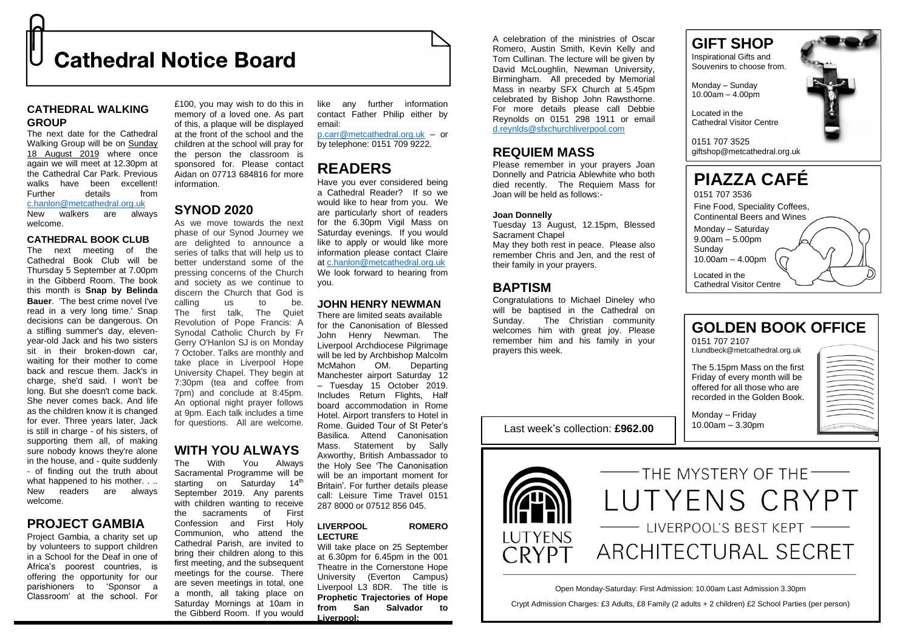# Cathedral Notice Board

### CATHEDRAL WALKING GROUP

The next date for the Cathedral Walking Group will be on Sunday 18 August 2019 where once again we will meet at 12.30pm at the Cathedral Car Park. Previous walks have been excellent! Further details from c.hanlon@metcathedral.org.uk

New walkers are always welcome.

### CATHEDRAL BOOK CLUB

The next meeting of the Cathedral Book Club will be Thursday 5 September at 7.00pm in the Gibberd Room. The book this month is **Snap by Belinda Bauer**. 'The best crime novel I've read in a very long time.' Snap decisions can be dangerous. On a stifling summer's day, eleven-year-old Jack and his two sisters sit in their broken-down car, waiting for their mother to come back and rescue them. Jack's in charge, she'd said. I won't be long. But she doesn't come back. She never comes back. And life as the children know it is changed for ever. Three years later, Jack is still in charge - of his sisters, of supporting them all, of making sure nobody knows they're alone in the house, and - quite suddenly - of finding out the truth about what happened to his mother. . .. New readers are always welcome.

## PROJECT GAMBIA

Project Gambia, a charity set up by volunteers to support children in a School for the Deaf in one of Africa's poorest countries, is offering the opportunity for our parishioners to 'Sponsor a Classroom' at the school. For £100, you may wish to do this in memory of a loved one. As part of this, a plaque will be displayed at the front of the school and the children at the school will pray for the person the classroom is sponsored for. Please contact Aidan on 07713 684816 for more information.

## SYNOD 2020

As we move towards the next phase of our Synod Journey we are delighted to announce a series of talks that will help us to better understand some of the pressing concerns of the Church and society as we continue to discern the Church that God is calling us to be. The first talk, The Quiet Revolution of Pope Francis: A Synodal Catholic Church by Fr Gerry O'Hanlon SJ is on Monday 7 October. Talks are monthly and take place in Liverpool Hope University Chapel. They begin at 7:30pm (tea and coffee from 7pm) and conclude at 8:45pm. An optional night prayer follows at 9pm. Each talk includes a time for questions. All are welcome.

## WITH YOU ALWAYS

The With You Always Sacramental Programme will be starting on Saturday 14th September 2019. Any parents with children wanting to receive the sacraments of First Confession and First Holy Communion, who attend the Cathedral Parish, are invited to bring their children along to this first meeting, and the subsequent meetings for the course. There are seven meetings in total, one a month, all taking place on Saturday Mornings at 10am in the Gibberd Room. If you would like any further information contact Father Philip either by email: p.carr@metcathedral.org.uk – or by telephone: 0151 709 9222.

## READERS

Have you ever considered being a Cathedral Reader? If so we would like to hear from you. We are particularly short of readers for the 6.30pm Vigil Mass on Saturday evenings. If you would like to apply or would like more information please contact Claire at c.hanlon@metcathedral.org.uk We look forward to hearing from you.

### JOHN HENRY NEWMAN

There are limited seats available for the Canonisation of Blessed John Henry Newman. The Liverpool Archdiocese Pilgrimage will be led by Archbishop Malcolm McMahon OM. Departing Manchester airport Saturday 12 – Tuesday 15 October 2019. Includes Return Flights, Half board accommodation in Rome Hotel. Airport transfers to Hotel in Rome. Guided Tour of St Peter's Basilica. Attend Canonisation Mass. Statement by Sally Axworthy, British Ambassador to the Holy See 'The Canonisation will be an important moment for Britain'. For further details please call: Leisure Time Travel 0151 287 8000 or 07512 856 045.

#### LIVERPOOL ROMERO LECTURE

Will take place on 25 September at 6.30pm for 6.45pm in the 001 Theatre in the Cornerstone Hope University (Everton Campus) Liverpool L3 8DR. The title is **Prophetic Trajectories of Hope from San Salvador to Liverpool:** A celebration of the ministries of Oscar Romero, Austin Smith, Kevin Kelly and Tom Cullinan. The lecture will be given by David McLoughlin, Newman University, Birmingham. All preceded by Memorial Mass in nearby SFX Church at 5.45pm celebrated by Bishop John Rawsthorne. For more details please call Debbie Reynolds on 0151 298 1911 or email d.reynlds@sfxchurchliverpool.com

## REQUIEM MASS

Please remember in your prayers Joan Donnelly and Patricia Ablewhite who both died recently. The Requiem Mass for Joan will be held as follows:-

**Joan Donnelly**

Tuesday 13 August, 12.15pm, Blessed Sacrament Chapel

May they both rest in peace. Please also remember Chris and Jen, and the rest of their family in your prayers.

## BAPTISM

Congratulations to Michael Dineley who will be baptised in the Cathedral on Sunday. The Christian community welcomes him with great joy. Please remember him and his family in your prayers this week.

Last week's collection: **£962.00**

## GIFT SHOP

Inspirational Gifts and Souvenirs to choose from.

Monday – Sunday
10.00am – 4.00pm

Located in the Cathedral Visitor Centre

0151 707 3525
giftshop@metcathedral.org.uk

## PIAZZA CAFÉ

0151 707 3536

Fine Food, Speciality Coffees, Continental Beers and Wines

Monday – Saturday
9.00am – 5.00pm
Sunday
10.00am – 4.00pm

Located in the Cathedral Visitor Centre

## GOLDEN BOOK OFFICE

0151 707 2107
t.lundbeck@metcathedral.org.uk

The 5.15pm Mass on the first Friday of every month will be offered for all those who are recorded in the Golden Book.

Monday – Friday
10.00am – 3.30pm

LUTYENS CRYPT

THE MYSTERY OF THE LUTYENS CRYPT

LIVERPOOL'S BEST KEPT ARCHITECTURAL SECRET

Open Monday-Saturday: First Admission: 10.00am Last Admission 3.30pm

Crypt Admission Charges: £3 Adults, £8 Family (2 adults + 2 children) £2 School Parties (per person)